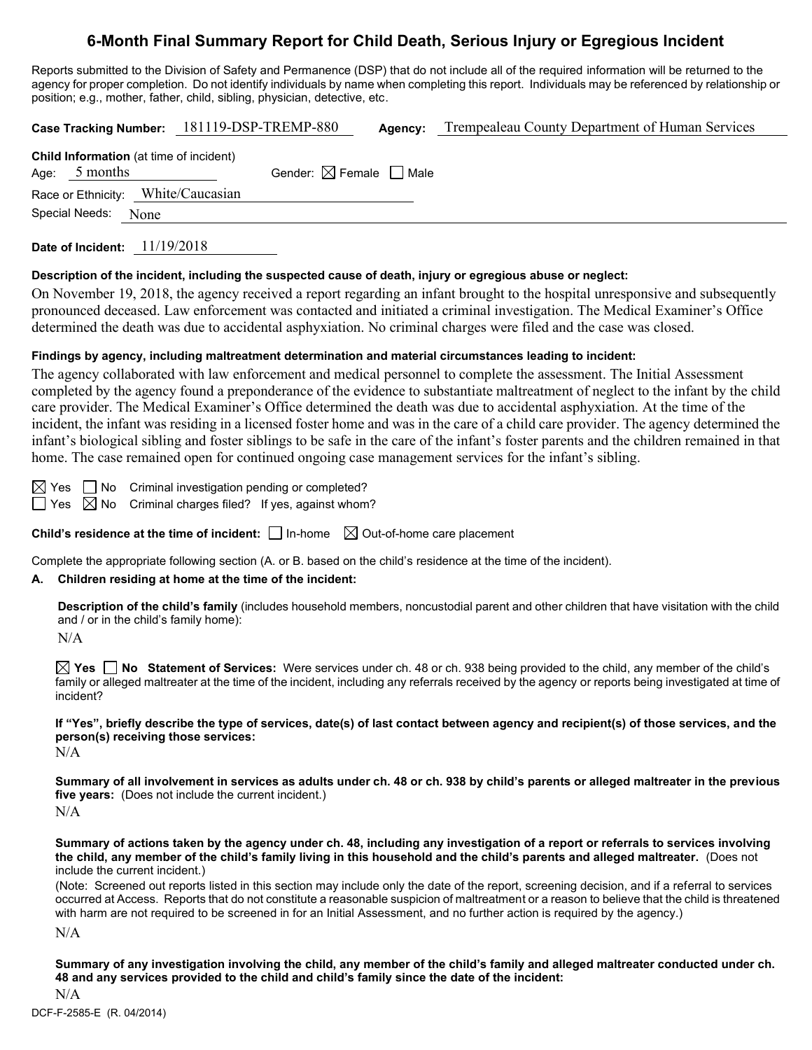# 6-Month Final Summary Report for Child Death, Serious Injury or Egregious Incident

Reports submitted to the Division of Safety and Permanence (DSP) that do not include all of the required information will be returned to the agency for proper completion. Do not identify individuals by name when completing this report. Individuals may be referenced by relationship or position; e.g., mother, father, child, sibling, physician, detective, etc.

**Case Tracking Number:** 181119-DSP-TREMP-880 **Agency:** Trempealeau County Department of Human Services

**Child Information** (at time of incident)
Age: 5 months Gender: ☒ Female ☐ Male
Race or Ethnicity: White/Caucasian
Special Needs: None

**Date of Incident:** 11/19/2018

**Description of the incident, including the suspected cause of death, injury or egregious abuse or neglect:**

On November 19, 2018, the agency received a report regarding an infant brought to the hospital unresponsive and subsequently pronounced deceased. Law enforcement was contacted and initiated a criminal investigation. The Medical Examiner's Office determined the death was due to accidental asphyxiation. No criminal charges were filed and the case was closed.

**Findings by agency, including maltreatment determination and material circumstances leading to incident:**

The agency collaborated with law enforcement and medical personnel to complete the assessment. The Initial Assessment completed by the agency found a preponderance of the evidence to substantiate maltreatment of neglect to the infant by the child care provider. The Medical Examiner's Office determined the death was due to accidental asphyxiation. At the time of the incident, the infant was residing in a licensed foster home and was in the care of a child care provider. The agency determined the infant's biological sibling and foster siblings to be safe in the care of the infant's foster parents and the children remained in that home. The case remained open for continued ongoing case management services for the infant's sibling.

☒ Yes ☐ No Criminal investigation pending or completed?
☐ Yes ☒ No Criminal charges filed? If yes, against whom?

**Child's residence at the time of incident:** ☐ In-home ☒ Out-of-home care placement

Complete the appropriate following section (A. or B. based on the child's residence at the time of the incident).

**A. Children residing at home at the time of the incident:**

**Description of the child's family** (includes household members, noncustodial parent and other children that have visitation with the child and / or in the child's family home):

N/A

☒ **Yes** ☐ **No Statement of Services:** Were services under ch. 48 or ch. 938 being provided to the child, any member of the child's family or alleged maltreater at the time of the incident, including any referrals received by the agency or reports being investigated at time of incident?

**If "Yes", briefly describe the type of services, date(s) of last contact between agency and recipient(s) of those services, and the person(s) receiving those services:**

N/A

**Summary of all involvement in services as adults under ch. 48 or ch. 938 by child's parents or alleged maltreater in the previous five years:** (Does not include the current incident.)

N/A

**Summary of actions taken by the agency under ch. 48, including any investigation of a report or referrals to services involving the child, any member of the child's family living in this household and the child's parents and alleged maltreater.** (Does not include the current incident.)

(Note: Screened out reports listed in this section may include only the date of the report, screening decision, and if a referral to services occurred at Access. Reports that do not constitute a reasonable suspicion of maltreatment or a reason to believe that the child is threatened with harm are not required to be screened in for an Initial Assessment, and no further action is required by the agency.)

N/A

**Summary of any investigation involving the child, any member of the child's family and alleged maltreater conducted under ch. 48 and any services provided to the child and child's family since the date of the incident:**

N/A

DCF-F-2585-E (R. 04/2014)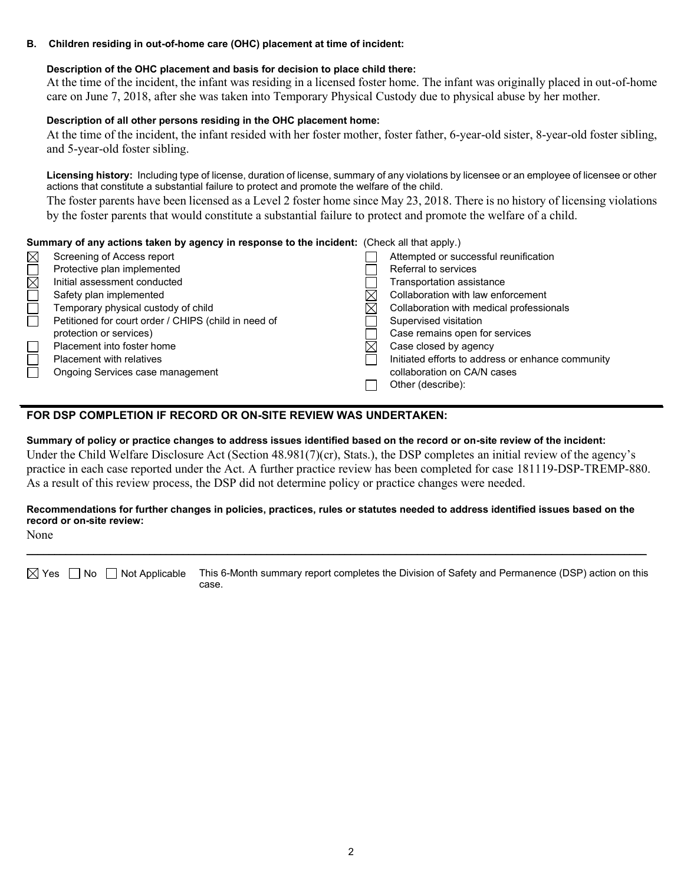**B. Children residing in out-of-home care (OHC) placement at time of incident:**

**Description of the OHC placement and basis for decision to place child there:**

At the time of the incident, the infant was residing in a licensed foster home. The infant was originally placed in out-of-home care on June 7, 2018, after she was taken into Temporary Physical Custody due to physical abuse by her mother.

**Description of all other persons residing in the OHC placement home:**

At the time of the incident, the infant resided with her foster mother, foster father, 6-year-old sister, 8-year-old foster sibling, and 5-year-old foster sibling.

**Licensing history:** Including type of license, duration of license, summary of any violations by licensee or an employee of licensee or other actions that constitute a substantial failure to protect and promote the welfare of the child.

The foster parents have been licensed as a Level 2 foster home since May 23, 2018. There is no history of licensing violations by the foster parents that would constitute a substantial failure to protect and promote the welfare of a child.

**Summary of any actions taken by agency in response to the incident:** (Check all that apply.)

- ☒ Screening of Access report
- ☐ Protective plan implemented
- ☒ Initial assessment conducted
- ☐ Safety plan implemented
- ☐ Temporary physical custody of child
- ☐ Petitioned for court order / CHIPS (child in need of protection or services)
- ☐ Placement into foster home
- ☐ Placement with relatives
- ☐ Ongoing Services case management
- ☐ Attempted or successful reunification
- ☐ Referral to services
- ☐ Transportation assistance
- ☒ Collaboration with law enforcement
- ☒ Collaboration with medical professionals
- ☐ Supervised visitation
- ☐ Case remains open for services
- ☒ Case closed by agency
- ☐ Initiated efforts to address or enhance community collaboration on CA/N cases
- ☐ Other (describe):

## FOR DSP COMPLETION IF RECORD OR ON-SITE REVIEW WAS UNDERTAKEN:

**Summary of policy or practice changes to address issues identified based on the record or on-site review of the incident:**

Under the Child Welfare Disclosure Act (Section 48.981(7)(cr), Stats.), the DSP completes an initial review of the agency's practice in each case reported under the Act. A further practice review has been completed for case 181119-DSP-TREMP-880. As a result of this review process, the DSP did not determine policy or practice changes were needed.

**Recommendations for further changes in policies, practices, rules or statutes needed to address identified issues based on the record or on-site review:**

None

☒ Yes ☐ No ☐ Not Applicable — This 6-Month summary report completes the Division of Safety and Permanence (DSP) action on this case.